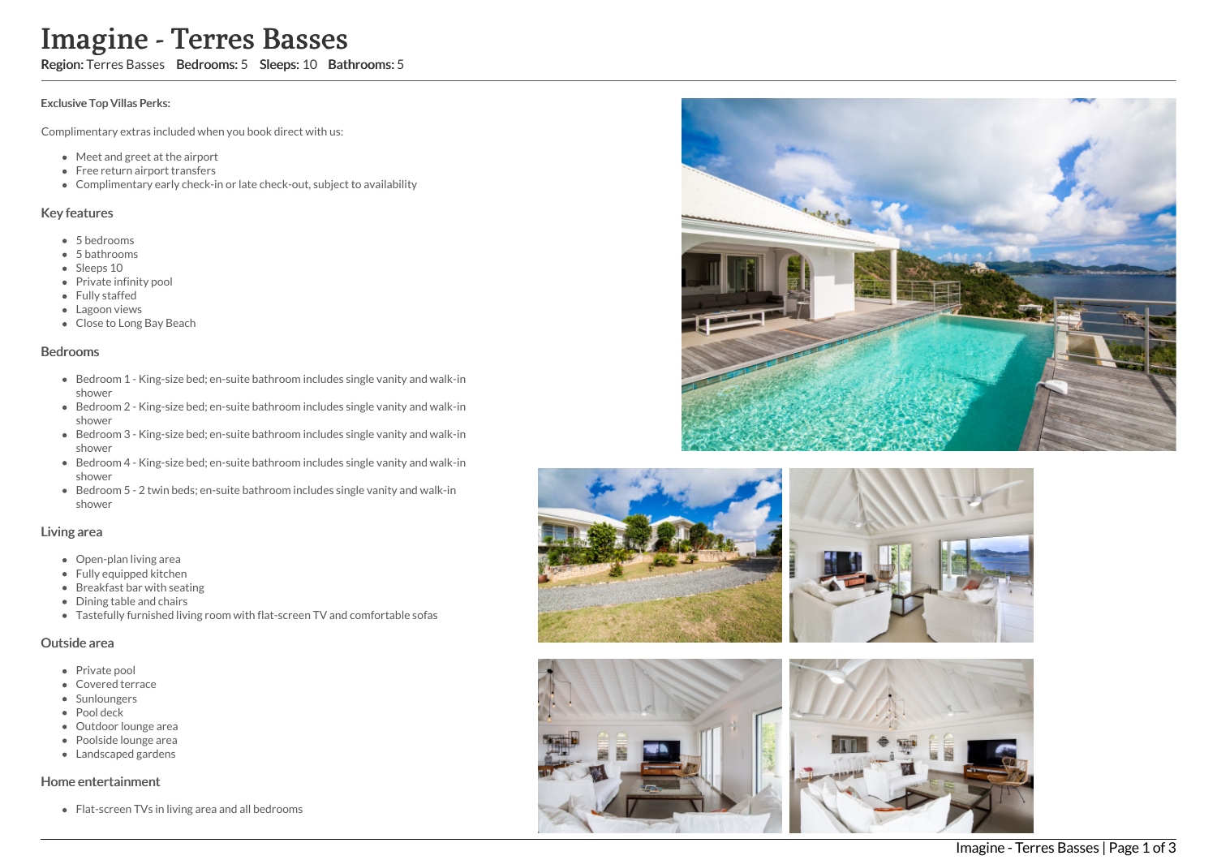# Imagine - Terres Basses

**Region:** Terres Basses **Bedrooms:** 5 **Sleeps:** 10 **Bathrooms:** 5

**Exclusive Top Villas Perks:**

Complimentary extras included when you book direct with us:

- Meet and greet at the airport
- Free return airport transfers
- Complimentary early check-in or late check-out, subject to availability

## Key features

- 5 bedrooms
- 5 bathrooms
- Sleeps 10
- Private infinity pool
- Fully staffed
- Lagoon views
- Close to Long Bay Beach

## Bedrooms

- Bedroom 1 - King-size bed; en-suite bathroom includes single vanity and walk-in shower
- Bedroom 2 - King-size bed; en-suite bathroom includes single vanity and walk-in shower
- Bedroom 3 - King-size bed; en-suite bathroom includes single vanity and walk-in shower
- Bedroom 4 - King-size bed; en-suite bathroom includes single vanity and walk-in shower
- Bedroom 5 - 2 twin beds; en-suite bathroom includes single vanity and walk-in shower

## Living area

- Open-plan living area
- Fully equipped kitchen
- Breakfast bar with seating
- Dining table and chairs
- Tastefully furnished living room with flat-screen TV and comfortable sofas

## Outside area

- Private pool
- Covered terrace
- Sunloungers
- Pool deck
- Outdoor lounge area
- Poolside lounge area
- Landscaped gardens

## Home entertainment

- Flat-screen TVs in living area and all bedrooms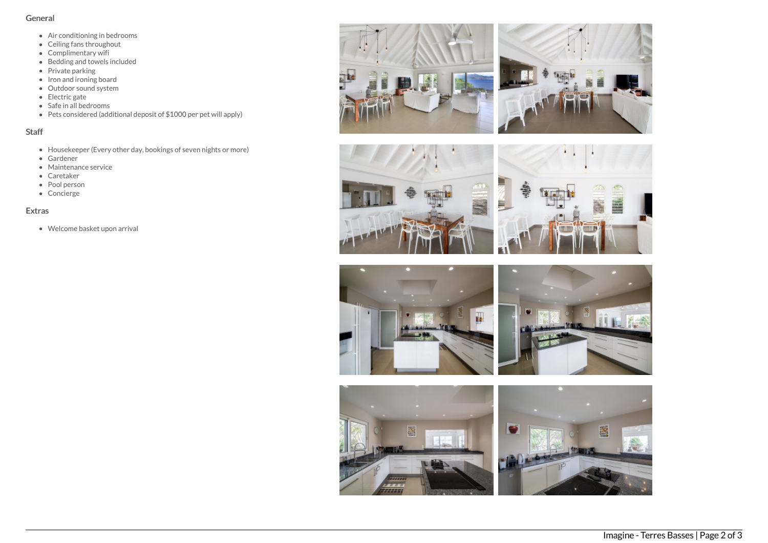### General

- Air conditioning in bedrooms
- Ceiling fans throughout
- Complimentary wifi
- Bedding and towels included
- Private parking
- Iron and ironing board
- Outdoor sound system
- Electric gate
- Safe in all bedrooms
- Pets considered (additional deposit of $1000 per pet will apply)

### Staff

- Housekeeper (Every other day, bookings of seven nights or more)
- Gardener
- Maintenance service
- Caretaker
- Pool person
- Concierge

### Extras

- Welcome basket upon arrival